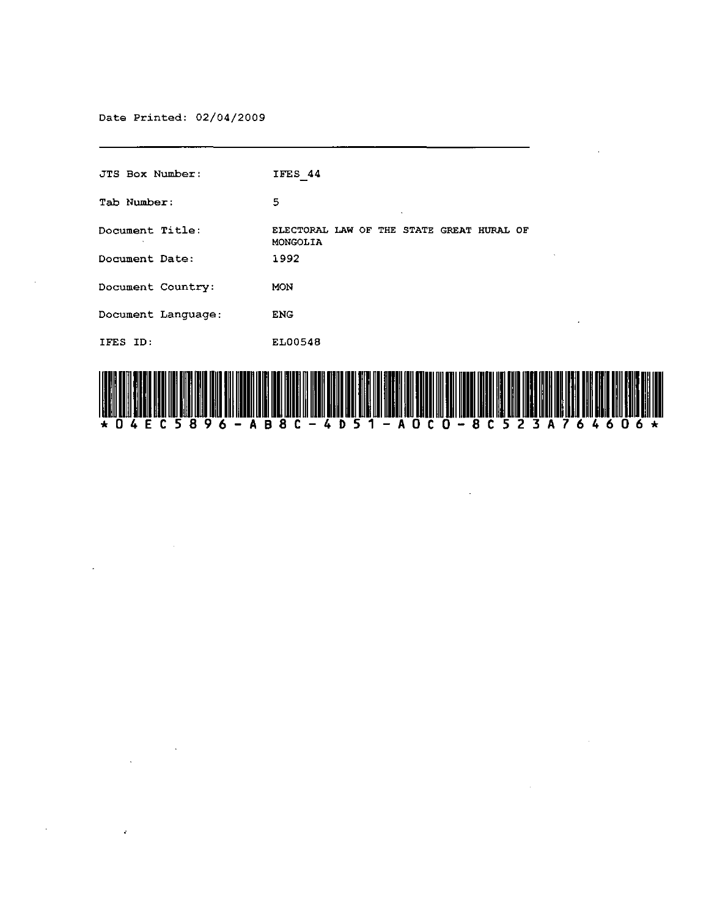Date Printed: 02/04/2009

| | |
|---|---|
| JTS Box Number: | IFES_44 |
| Tab Number: | 5 |
| Document Title: | ELECTORAL LAW OF THE STATE GREAT HURAL OF MONGOLIA |
| Document Date: | 1992 |
| Document Country: | MON |
| Document Language: | ENG |
| IFES ID: | EL00548 |

*04EC5896-AB8C-4D51-A0C0-8C523A764606*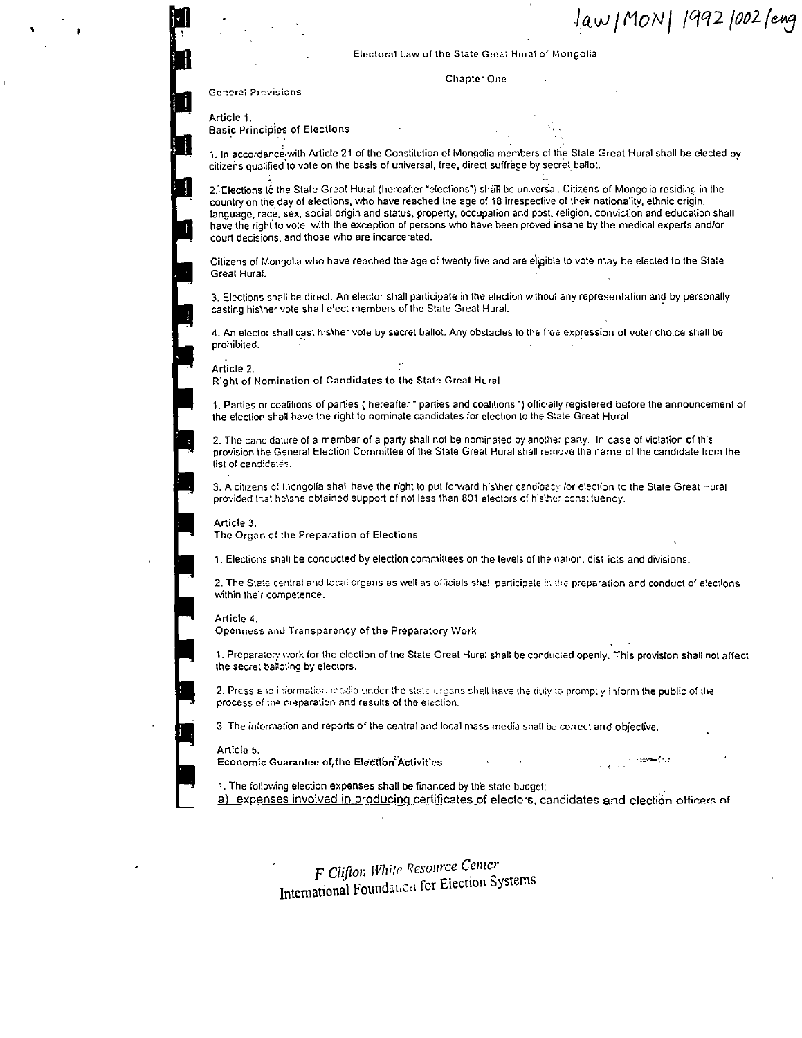law/MON/1992/002/eng

Electoral Law of the State Great Hural of Mongolia

## Chapter One

### General Provisions

#### Article 1.
**Basic Principles of Elections**

1. In accordance with Article 21 of the Constitution of Mongolia members of the State Great Hural shall be elected by citizens qualified to vote on the basis of universal, free, direct suffrage by secret ballot.

2. Elections to the State Great Hural (hereafter "elections") shall be universal. Citizens of Mongolia residing in the country on the day of elections, who have reached the age of 18 irrespective of their nationality, ethnic origin, language, race, sex, social origin and status, property, occupation and post, religion, conviction and education shall have the right to vote, with the exception of persons who have been proved insane by the medical experts and/or court decisions, and those who are incarcerated.

Citizens of Mongolia who have reached the age of twenty five and are eligible to vote may be elected to the State Great Hural.

3. Elections shall be direct. An elector shall participate in the election without any representation and by personally casting his\her vote shall elect members of the State Great Hural.

4. An elector shall cast his\her vote by secret ballot. Any obstacles to the free expression of voter choice shall be prohibited.

#### Article 2.
**Right of Nomination of Candidates to the State Great Hural**

1. Parties or coalitions of parties ( hereafter " parties and coalitions ") officially registered before the announcement of the election shall have the right to nominate candidates for election to the State Great Hural.

2. The candidature of a member of a party shall not be nominated by another party. In case of violation of this provision the General Election Committee of the State Great Hural shall remove the name of the candidate from the list of candidates.

3. A citizens of Mongolia shall have the right to put forward his\her candidacy for election to the State Great Hural provided that he\she obtained support of not less than 801 electors of his\her constituency.

#### Article 3.
**The Organ of the Preparation of Elections**

1. Elections shall be conducted by election committees on the levels of the nation, districts and divisions.

2. The State central and local organs as well as officials shall participate in the preparation and conduct of elections within their competence.

#### Article 4.
**Openness and Transparency of the Preparatory Work**

1. Preparatory work for the election of the State Great Hural shall be conducted openly. This provision shall not affect the secret balloting by electors.

2. Press and information media under the state organs shall have the duty to promptly inform the public of the process of the preparation and results of the election.

3. The information and reports of the central and local mass media shall be correct and objective.

#### Article 5.
**Economic Guarantee of the Election Activities**

1. The following election expenses shall be financed by the state budget:

a) expenses involved in producing certificates of electors, candidates and election officers of

*F Clifton White Resource Center*
International Foundation for Election Systems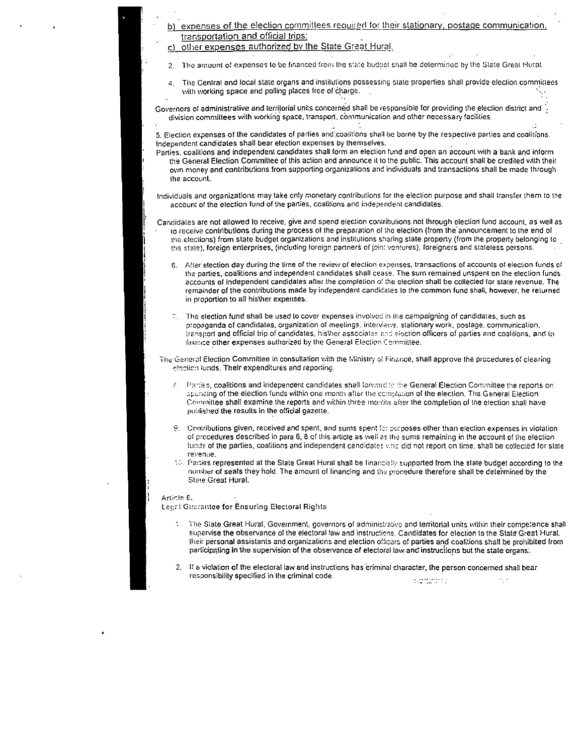b) expenses of the election committees required for their stationary, postage communication, transportation and official trips;

c) other expenses authorized by the State Great Hural.

2. The amount of expenses to be financed from the state budget shall be determined by the State Great Hural.

4. The Central and local state organs and institutions possessing state properties shall provide election committees with working space and polling places free of charge.

Governors of administrative and territorial units concerned shall be responsible for providing the election district and division committees with working space, transport, communication and other necessary facilities.

5. Election expenses of the candidates of parties and coalitions shall be borne by the respective parties and coalitions. Independent candidates shall bear election expenses by themselves.

Parties, coalitions and independent candidates shall form an election fund and open an account with a bank and inform the General Election Committee of this action and announce it to the public. This account shall be credited with their own money and contributions from supporting organizations and individuals and transactions shall be made through the account.

Individuals and organizations may take only monetary contributions for the election purpose and shall transfer them to the account of the election fund of the parties, coalitions and independent candidates.

Candidates are not allowed to receive, give and spend election contributions not through election fund account, as well as to receive contributions during the process of the preparation of the election (from the announcement to the end of the elections) from state budget organizations and institutions sharing state property (from the property belonging to the state), foreign enterprises, (including foreign partners of joint ventures), foreigners and stateless persons.

6. After election day during the time of the review of election expenses, transactions of accounts of election funds of the parties, coalitions and independent candidates shall cease. The sum remained unspent on the election funds accounts of independent candidates after the completion of the election shall be collected for state revenue. The remainder of the contributions made by independent candidates to the common fund shall, however, he returned in proportion to all his\her expenses.

7. The election fund shall be used to cover expenses involved in the campaigning of candidates, such as propaganda of candidates, organization of meetings, interviews, stationary work, postage, communication, transport and official trip of candidates, his\her associates and election officers of parties and coalitions, and to finance other expenses authorized by the General Election Committee.

The General Election Committee in consultation with the Ministry of Finance, shall approve the procedures of clearing election funds. Their expenditures and reporting.

8. Parties, coalitions and independent candidates shall forward to the General Election Committee the reports on spending of the election funds within one month after the completion of the election. The General Election Committee shall examine the reports and within three months after the completion of the election shall have published the results in the official gazette.

9. Contributions given, received and spent, and sums spent for purposes other than election expenses in violation of procedures described in para 6, 8 of this article as well as the sums remaining in the account of the election funds of the parties, coalitions and independent candidates who did not report on time, shall be collected for state revenue.

10. Parties represented at the State Great Hural shall be financially supported from the state budget according to the number of seats they hold. The amount of financing and the procedure therefore shall be determined by the State Great Hural.

Article 6.

Legal Guarantee for Ensuring Electoral Rights

1. The State Great Hural, Government, governors of administrative and territorial units within their competence shall supervise the observance of the electoral law and instructions. Candidates for election to the State Great Hural, their personal assistants and organizations and election officers of parties and coalitions shall be prohibited from participating in the supervision of the observance of electoral law and instructions but the state organs.

2. If a violation of the electoral law and instructions has criminal character, the person concerned shall bear responsibility specified in the criminal code.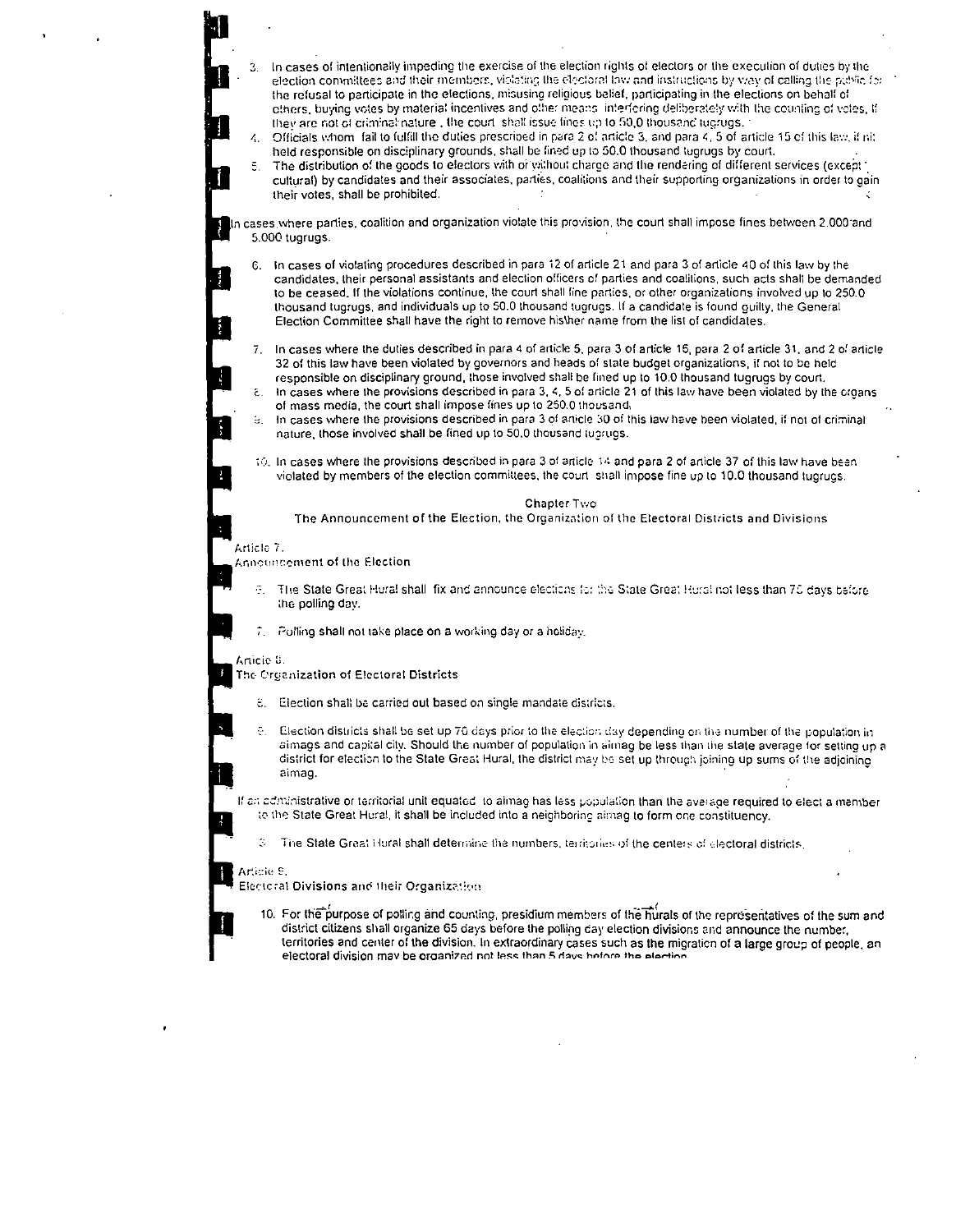3. In cases of intentionally impeding the exercise of the election rights of electors or the execution of duties by the election committees and their members, violating the electoral law and instructions by way of calling the public for the refusal to participate in the elections, misusing religious belief, participating in the elections on behalf of others, buying votes by material incentives and other means interfering deliberately with the counting of votes, if they are not of criminal nature , the court shall issue fines up to 50,0 thousand tugrugs.
4. Officials whom fail to fulfill the duties prescribed in para 2 of article 3, and para 4, 5 of article 15 of this law, if not held responsible on disciplinary grounds, shall be fined up to 50.0 thousand tugrugs by court.
5. The distribution of the goods to electors with or without charge and the rendering of different services (except cultural) by candidates and their associates, parties, coalitions and their supporting organizations in order to gain their votes, shall be prohibited.

In cases where parties, coalition and organization violate this provision, the court shall impose fines between 2.000 and 5.000 tugrugs.

6. In cases of violating procedures described in para 12 of article 21 and para 3 of article 40 of this law by the candidates, their personal assistants and election officers of parties and coalitions, such acts shall be demanded to be ceased. If the violations continue, the court shall fine parties, or other organizations involved up to 250.0 thousand tugrugs, and individuals up to 50.0 thousand tugrugs. If a candidate is found guilty, the General Election Committee shall have the right to remove his\her name from the list of candidates.
7. In cases where the duties described in para 4 of article 5, para 3 of article 16, para 2 of article 31, and 2 of article 32 of this law have been violated by governors and heads of state budget organizations, if not to be held responsible on disciplinary ground, those involved shall be fined up to 10.0 thousand tugrugs by court.
8. In cases where the provisions described in para 3, 4, 5 of article 21 of this law have been violated by the organs of mass media, the court shall impose fines up to 250.0 thousand.
9. In cases where the provisions described in para 3 of article 30 of this law have been violated, if not of criminal nature, those involved shall be fined up to 50.0 thousand tugrugs.
10. In cases where the provisions described in para 3 of article 14 and para 2 of article 37 of this law have been violated by members of the election committees, the court shall impose fine up to 10.0 thousand tugrugs.

## Chapter Two

## The Announcement of the Election, the Organization of the Electoral Districts and Divisions

### Article 7.
### Announcement of the Election

6. The State Great Hural shall fix and announce elections for the State Great Hural not less than 75 days before the polling day.
7. Polling shall not take place on a working day or a holiday.

### Article 8.
### The Organization of Electoral Districts

8. Election shall be carried out based on single mandate districts.
9. Election districts shall be set up 70 days prior to the election day depending on the number of the population in aimags and capital city. Should the number of population in aimag be less than the state average for setting up a district for election to the State Great Hural, the district may be set up through joining up sums of the adjoining aimag.

If an administrative or territorial unit equated to aimag has less population than the average required to elect a member to the State Great Hural, it shall be included into a neighboring aimag to form one constituency.

3. The State Great Hural shall determine the numbers, territories of the centers of electoral districts.

### Article 9.
### Electoral Divisions and their Organization

10. For the purpose of polling and counting, presidium members of the hurals of the representatives of the sum and district citizens shall organize 65 days before the polling day election divisions and announce the number, territories and center of the division. In extraordinary cases such as the migration of a large group of people, an electoral division may be organized not less than 5 days before the election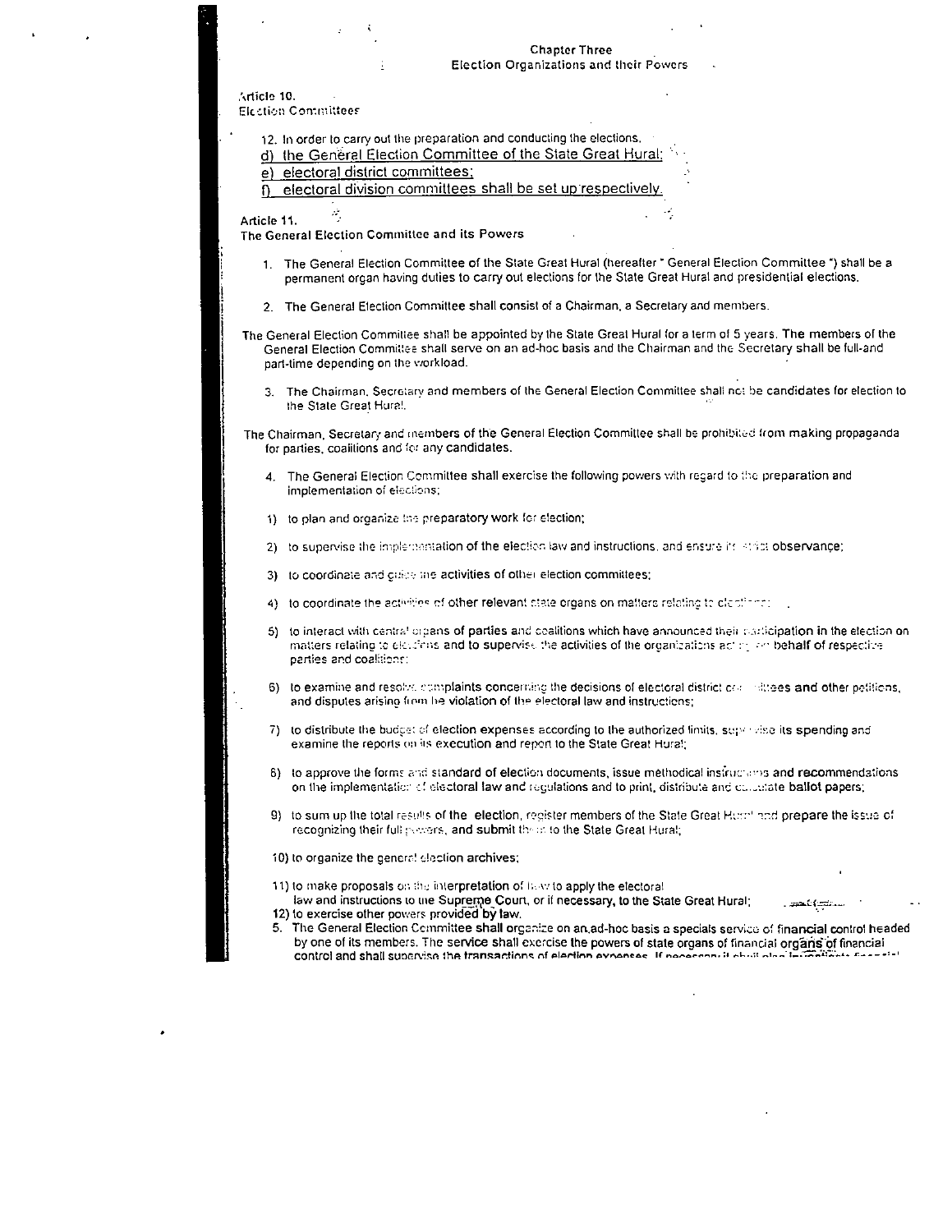## Chapter Three
## Election Organizations and their Powers

**Article 10.**
**Election Committees**

12. In order to carry out the preparation and conducting the elections,
d) the General Election Committee of the State Great Hural;
e) electoral district committees;
f) electoral division committees shall be set up respectively.

**Article 11.**
**The General Election Committee and its Powers**

1. The General Election Committee of the State Great Hural (hereafter " General Election Committee ") shall be a permanent organ having duties to carry out elections for the State Great Hural and presidential elections.

2. The General Election Committee shall consist of a Chairman, a Secretary and members.

The General Election Committee shall be appointed by the State Great Hural for a term of 5 years. The members of the General Election Committee shall serve on an ad-hoc basis and the Chairman and the Secretary shall be full-and part-time depending on the workload.

3. The Chairman, Secretary and members of the General Election Committee shall not be candidates for election to the State Great Hural.

The Chairman, Secretary and members of the General Election Committee shall be prohibited from making propaganda for parties, coalitions and for any candidates.

4. The General Election Committee shall exercise the following powers with regard to the preparation and implementation of elections;

1) to plan and organize the preparatory work for election;

2) to supervise the implementation of the election law and instructions, and ensure its strict observance;

3) to coordinate and guide the activities of other election committees;

4) to coordinate the activities of other relevant state organs on matters relating to elections;

5) to interact with central organs of parties and coalitions which have announced their participation in the election on matters relating to elections and to supervise the activities of the organizations acting on behalf of respective parties and coalitions;

6) to examine and resolve complaints concerning the decisions of electoral district committees and other petitions, and disputes arising from the violation of the electoral law and instructions;

7) to distribute the budget of election expenses according to the authorized limits, supervise its spending and examine the reports on its execution and report to the State Great Hural;

8) to approve the forms and standard of election documents, issue methodical instructions and recommendations on the implementation of electoral law and regulations and to print, distribute and calculate ballot papers;

9) to sum up the total results of the election, register members of the State Great Hural and prepare the issue of recognizing their full powers, and submit them to the State Great Hural;

10) to organize the general election archives;

11) to make proposals on the interpretation of law to apply the electoral law and instructions to the Supreme Court, or if necessary, to the State Great Hural;

12) to exercise other powers provided by law.

5. The General Election Committee shall organize on an ad-hoc basis a specials service of financial control headed by one of its members. The service shall exercise the powers of state organs of financial organs of financial control and shall supervise the transactions of election expenses. If necessary it shall also ...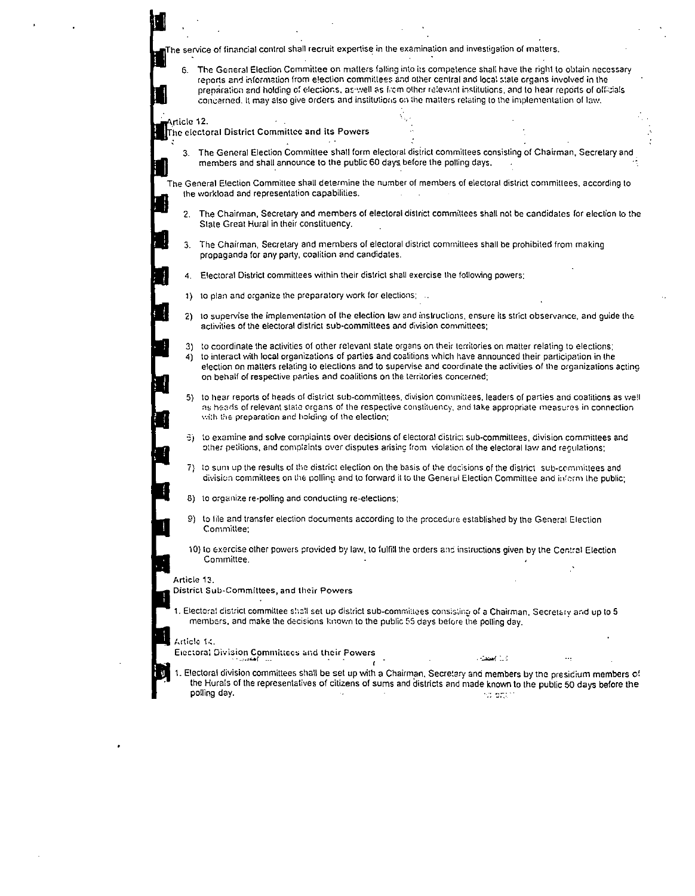The service of financial control shall recruit expertise in the examination and investigation of matters.

6. The General Election Committee on matters falling into its competence shall have the right to obtain necessary reports and information from election committees and other central and local state organs involved in the preparation and holding of elections, as well as from other relevant institutions, and to hear reports of officials concerned. It may also give orders and institutions on the matters relating to the implementation of law.

Article 12.
**The electoral District Committee and its Powers**

3. The General Election Committee shall form electoral district committees consisting of Chairman, Secretary and members and shall announce to the public 60 days before the polling days.

The General Election Committee shall determine the number of members of electoral district committees, according to the workload and representation capabilities.

2. The Chairman, Secretary and members of electoral district committees shall not be candidates for election to the State Great Hural in their constituency.

3. The Chairman, Secretary and members of electoral district committees shall be prohibited from making propaganda for any party, coalition and candidates.

4. Electoral District committees within their district shall exercise the following powers:

1) to plan and organize the preparatory work for elections;

2) to supervise the implementation of the election law and instructions, ensure its strict observance, and guide the activities of the electoral district sub-committees and division committees;

3) to coordinate the activities of other relevant state organs on their territories on matter relating to elections;
4) to interact with local organizations of parties and coalitions which have announced their participation in the election on matters relating to elections and to supervise and coordinate the activities of the organizations acting on behalf of respective parties and coalitions on the territories concerned;

5) to hear reports of heads of district sub-committees, division committees, leaders of parties and coalitions as well as heads of relevant state organs of the respective constituency, and take appropriate measures in connection with the preparation and holding of the election;

6) to examine and solve complaints over decisions of electoral district sub-committees, division committees and other petitions, and complaints over disputes arising from violation of the electoral law and regulations;

7) to sum up the results of the district election on the basis of the decisions of the district sub-committees and division committees on the polling and to forward it to the General Election Committee and inform the public;

8) to organize re-polling and conducting re-elections;

9) to file and transfer election documents according to the procedure established by the General Election Committee;

10) to exercise other powers provided by law, to fulfill the orders and instructions given by the Central Election Committee.

Article 13.
**District Sub-Committees, and their Powers**

1. Electoral district committee shall set up district sub-committees consisting of a Chairman, Secretary and up to 5 members, and make the decisions known to the public 55 days before the polling day.

Article 14.
**Electoral Division Committees and their Powers**

1. Electoral division committees shall be set up with a Chairman, Secretary and members by the presidium members of the Hurals of the representatives of citizens of sums and districts and made known to the public 50 days before the polling day.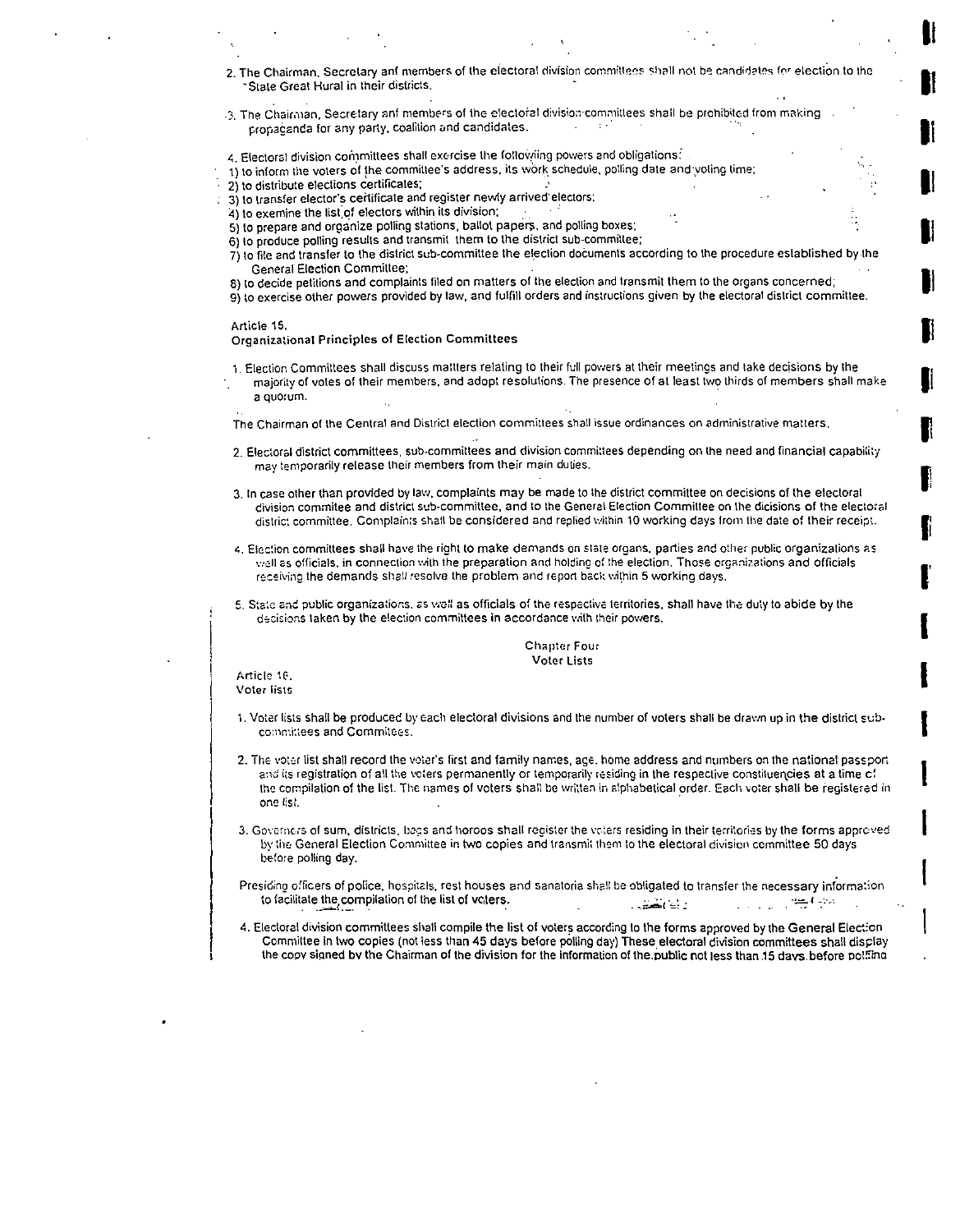2. The Chairman, Secretary anf members of the electoral division committees shall not be candidates for election to the State Great Hural in their districts.

3. The Chairman, Secretary anf members of the electoral division committees shall be prohibited from making propaganda for any party, coalition and candidates.

4. Electoral division committees shall exercise the following powers and obligations:
1) to inform the voters of the committee's address, its work schedule, polling date and voting time;
2) to distribute elections certificates;
3) to transfer elector's certificate and register newly arrived electors;
4) to exemine the list of electors within its division;
5) to prepare and organize polling stations, ballot papers, and polling boxes;
6) to produce polling results and transmit them to the district sub-committee;
7) to file and transfer to the district sub-committee the election documents according to the procedure established by the General Election Committee;
8) to decide petitions and complaints filed on matters of the election and transmit them to the organs concerned;
9) to exercise other powers provided by law, and fulfill orders and instructions given by the electoral district committee.

Article 15.
**Organizational Principles of Election Committees**

1. Election Committees shall discuss mattters relating to their full powers at their meetings and take decisions by the majority of votes of their members, and adopt resolutions. The presence of at least two thirds of members shall make a quorum.

The Chairman of the Central and District election committees shall issue ordinances on administrative matters.

2. Electoral district committees, sub-committees and division committees depending on the need and financial capability may temporarily release their members from their main duties.

3. In case other than provided by law, complaints may be made to the district committee on decisions of the electoral division commitee and district sub-committee, and to the General Election Committee on the dicisions of the electoral district committee. Complaints shall be considered and replied within 10 working days from the date of their receipt.

4. Election committees shall have the right to make demands on state organs, parties and other public organizations as well as officials, in connection with the preparation and holding of the election. Those organizations and officials receiving the demands shall resolve the problem and report back within 5 working days.

5. State and public organizations, as well as officials of the respective territories, shall have the duty to abide by the decisions taken by the election committees in accordance with their powers.

## Chapter Four
## Voter Lists

Article 16.
Voter lists

1. Voter lists shall be produced by each electoral divisions and the number of voters shall be drawn up in the district sub-committees and Commitees.

2. The voter list shall record the voter's first and family names, age, home address and numbers on the national passport and its registration of all the voters permanently or temporarily residing in the respective constituencies at a time of the compilation of the list. The names of voters shall be written in alphabetical order. Each voter shall be registered in one list.

3. Governors of sum, districts, bags and horoos shall register the voters residing in their territories by the forms approved by the General Election Committee in two copies and transmit them to the electoral division committee 50 days before polling day.

Presiding officers of police, hospitals, rest houses and sanatoria shall be obligated to transfer the necessary information to facilitate the compilation of the list of voters.

4. Electoral division committees shall compile the list of voters according to the forms approved by the General Election Committee in two copies (not less than 45 days before polling day) These electoral division committees shall display the copy signed by the Chairman of the division for the information of the public not less than 15 days before polling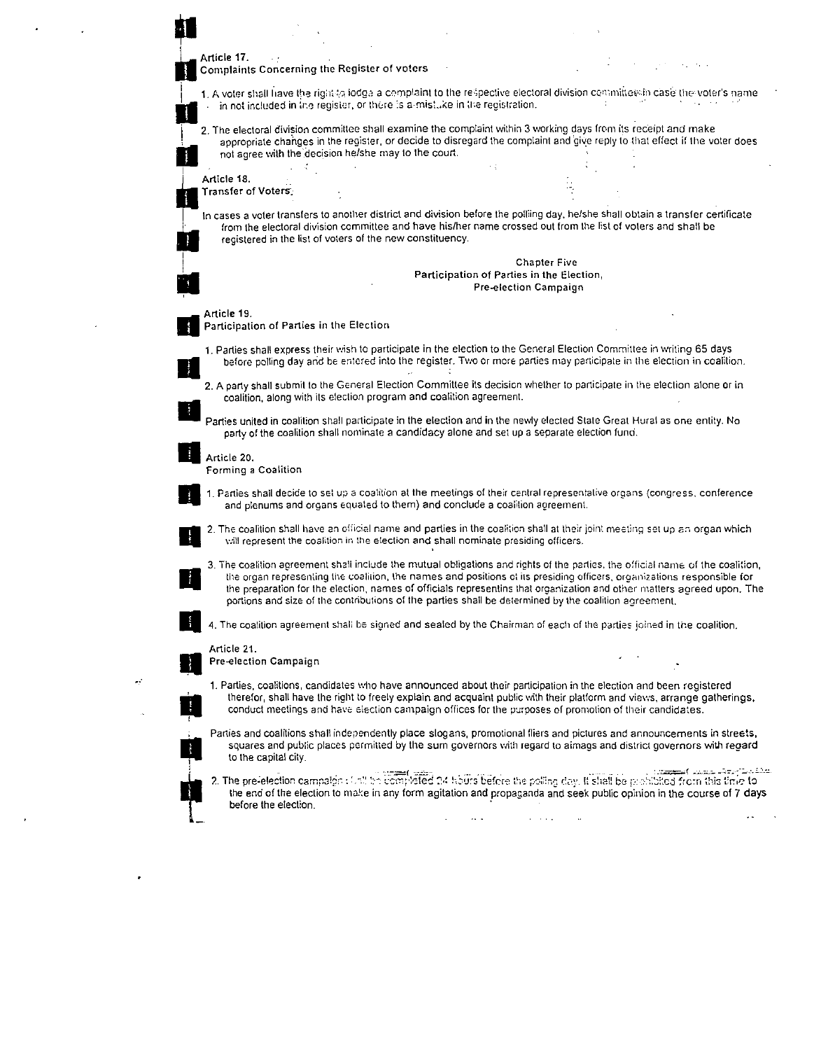**Article 17.**
**Complaints Concerning the Register of voters**

1. A voter shall have the right to lodge a complaint to the respective electoral division committee in case the voter's name in not included in the register, or there is a mistake in the registration.

2. The electoral division committee shall examine the complaint within 3 working days from its receipt and make appropriate changes in the register, or decide to disregard the complaint and give reply to that effect if the voter does not agree with the decision he/she may to the court.

**Article 18.**
**Transfer of Voters.**

In cases a voter transfers to another district and division before the polling day, he/she shall obtain a transfer certificate from the electoral division committee and have his/her name crossed out from the list of voters and shall be registered in the list of voters of the new constituency.

## Chapter Five
## Participation of Parties in the Election, Pre-election Campaign

**Article 19.**
**Participation of Parties in the Election**

1. Parties shall express their wish to participate in the election to the General Election Committee in writing 65 days before polling day and be entered into the register. Two or more parties may participate in the election in coalition.

2. A party shall submit to the General Election Committee its decision whether to participate in the election alone or in coalition, along with its election program and coalition agreement.

Parties united in coalition shall participate in the election and in the newly elected State Great Hural as one entity. No party of the coalition shall nominate a candidacy alone and set up a separate election fund.

**Article 20.**
**Forming a Coalition**

1. Parties shall decide to set up a coalition at the meetings of their central representative organs (congress, conference and plenums and organs equated to them) and conclude a coalition agreement.

2. The coalition shall have an official name and parties in the coalition shall at their joint meeting set up an organ which will represent the coalition in the election and shall nominate presiding officers.

3. The coalition agreement shall include the mutual obligations and rights of the parties, the official name of the coalition, the organ representing the coalition, the names and positions of its presiding officers, organizations responsible for the preparation for the election, names of officials representins that organization and other matters agreed upon. The portions and size of the contributions of the parties shall be determined by the coalition agreement.

4. The coalition agreement shall be signed and sealed by the Chairman of each of the parties joined in the coalition.

**Article 21.**
**Pre-election Campaign**

1. Parties, coalitions, candidates who have announced about their participation in the election and been registered therefor, shall have the right to freely explain and acquaint public with their platform and views, arrange gatherings, conduct meetings and have election campaign offices for the purposes of promotion of their candidates.

Parties and coalitions shall independently place slogans, promotional fliers and pictures and announcements in streets, squares and public places permitted by the sum governors with regard to aimags and district governors with regard to the capital city.

2. The pre-election campaign shall be completed 24 hours before the polling day. It shall be prohibited from this time to the end of the election to make in any form agitation and propaganda and seek public opinion in the course of 7 days before the election.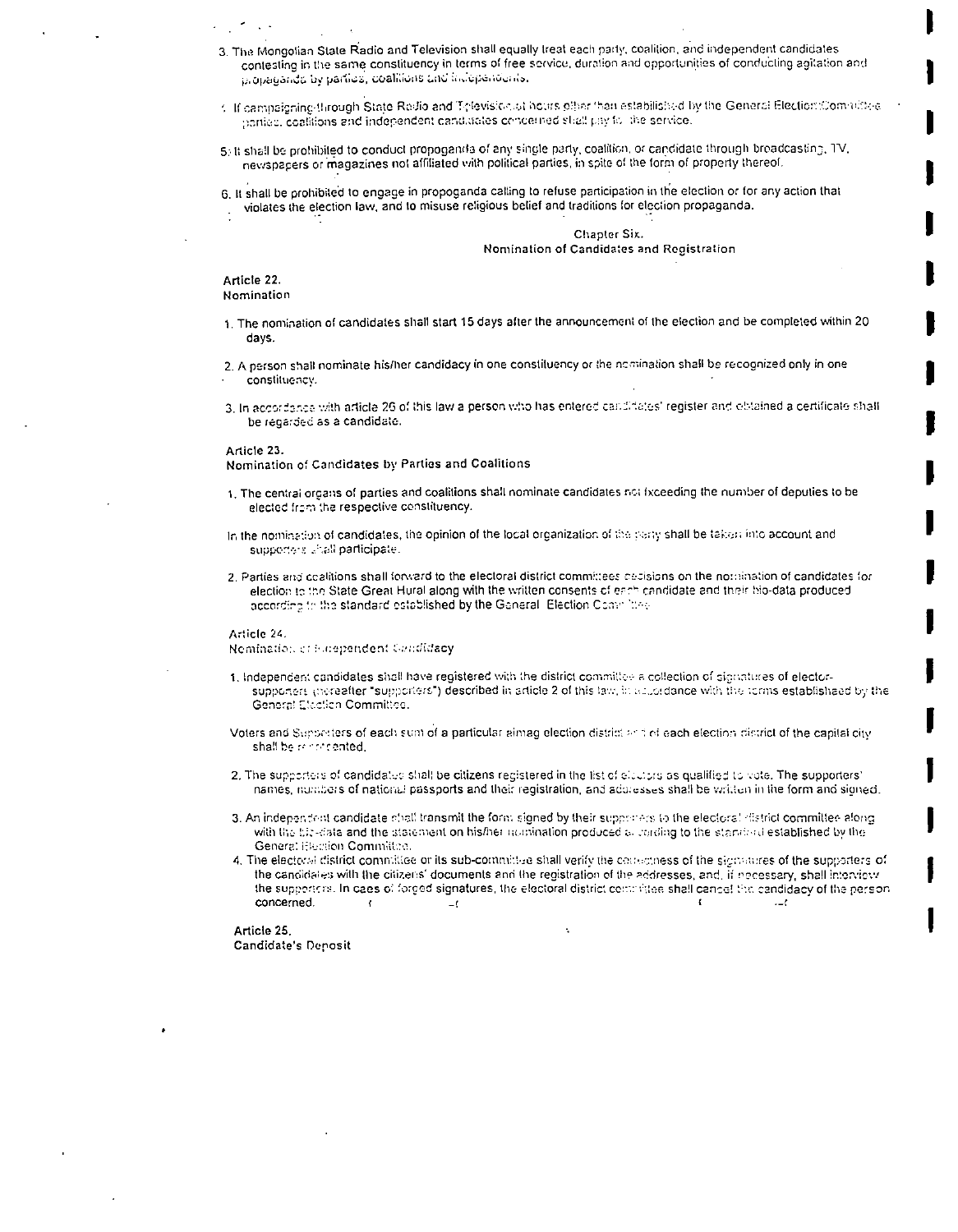3. The Mongolian State Radio and Television shall equally treat each party, coalition, and independent candidates contesting in the same constituency in terms of free service, duration and opportunities of conducting agitation and propaganda by parties, coalitions and independents.

4. If campaigning through State Radio and Television at hours other than established by the General Election Committee parties, coalitions and independent candidates concerned shall pay for the service.

5. It shall be prohibited to conduct propoganda of any single party, coalition, or candidate through broadcasting, TV, newspapers or magazines not affiliated with political parties, in spite of the form of property thereof.

6. It shall be prohibited to engage in propoganda calling to refuse participation in the election or for any action that violates the election law, and to misuse religious belief and traditions for election propaganda.

## Chapter Six.
## Nomination of Candidates and Registration

### Article 22.
### Nomination

1. The nomination of candidates shall start 15 days after the announcement of the election and be completed within 20 days.

2. A person shall nominate his/her candidacy in one constituency or the nomination shall be recognized only in one constituency.

3. In accordance with article 26 of this law a person who has entered candidates' register and obtained a certificate shall be regarded as a candidate.

### Article 23.
### Nomination of Candidates by Parties and Coalitions

1. The central organs of parties and coalitions shall nominate candidates not exceeding the number of deputies to be elected from the respective constituency.

In the nomination of candidates, the opinion of the local organization of the party shall be taken into account and supporters shall participate.

2. Parties and coalitions shall forward to the electoral district committees decisions on the nomination of candidates for election to the State Great Hural along with the written consents of each candidate and their bio-data produced according to the standard established by the General Election Committee.

### Article 24.
### Nomination of Independent Candidacy

1. Independent candidates shall have registered with the district committee a collection of signatures of elector-supporters (hereafter "supporters") described in article 2 of this law, in accordance with the terms established by the General Election Committee.

Voters and Supporters of each sum of a particular aimag election district and of each election district of the capital city shall be represented.

2. The supporters of candidates shall be citizens registered in the list of electors as qualified to vote. The supporters' names, numbers of national passports and their registration, and addresses shall be written in the form and signed.

3. An independent candidate shall transmit the form signed by their supporters to the electoral district committee along with the bio-data and the statement on his/her nomination produced according to the standard established by the General Election Committee.

4. The electoral district committee or its sub-committee shall verify the correctness of the signatures of the supporters of the candidates with the citizens' documents and the registration of the addresses, and, if necessary, shall interview the supporters. In caes of forged signatures, the electoral district committee shall cancel the candidacy of the person concerned.

### Article 25.
### Candidate's Deposit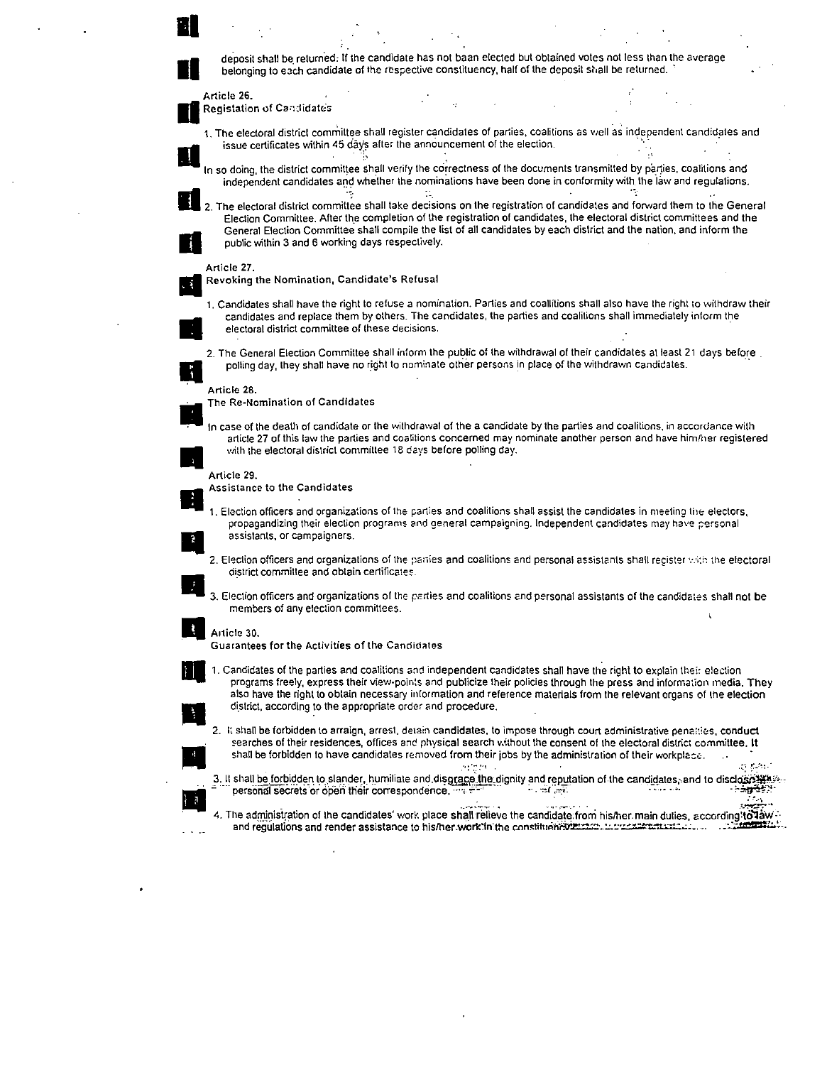deposit shall be returned. If the candidate has not baan elected but obtained votes not less than the average belonging to each candidate of the respective constituency, half of the deposit shall be returned.

**Article 26.**
**Registation of Candidates**

1. The electoral district committee shall register candidates of parties, coalitions as well as independent candidates and issue certificates within 45 days after the announcement of the election.

In so doing, the district committee shall verify the correctness of the documents transmitted by parties, coalitions and independent candidates and whether the nominations have been done in conformity with the law and regulations.

2. The electoral district committee shall take decisions on the registration of candidates and forward them to the General Election Committee. After the completion of the registration of candidates, the electoral district committees and the General Election Committee shall compile the list of all candidates by each district and the nation, and inform the public within 3 and 6 working days respectively.

**Article 27.**
**Revoking the Nomination, Candidate's Refusal**

1. Candidates shall have the right to refuse a nomination. Parties and coallitions shall also have the right to withdraw their candidates and replace them by others. The candidates, the parties and coalitions shall immediately inform the electoral district committee of these decisions.

2. The General Election Committee shall inform the public of the withdrawal of their candidates at least 21 days before polling day, they shall have no right to nominate other persons in place of the withdrawn candidates.

**Article 28.**
**The Re-Nomination of Candidates**

In case of the death of candidate or the withdrawal of the a candidate by the parties and coalitions, in accordance with article 27 of this law the parties and coalitions concerned may nominate another person and have him/her registered with the electoral district committee 18 days before polling day.

**Article 29.**
**Assistance to the Candidates**

1. Election officers and organizations of the parties and coalitions shall assist the candidates in meeting the electors, propagandizing their election programs and general campaigning. Independent candidates may have personal assistants, or campaigners.

2. Election officers and organizations of the parties and coalitions and personal assistants shall register with the electoral district committee and obtain certificates.

3. Election officers and organizations of the parties and coalitions and personal assistants of the candidates shall not be members of any election committees.

**Article 30.**
**Guarantees for the Activities of the Candidates**

1. Candidates of the parties and coalitions and independent candidates shall have the right to explain their election programs freely, express their view-points and publicize their policies through the press and information media. They also have the right to obtain necessary information and reference materials from the relevant organs of the election district, according to the appropriate order and procedure.

2. It shall be forbidden to arraign, arrest, detain candidates, to impose through court administrative penalties, conduct searches of their residences, offices and physical search without the consent of the electoral district committee. It shall be forbidden to have candidates removed from their jobs by the administration of their workplace.

3. It shall be forbidden to slander, humiliate and disgrace the dignity and reputation of the candidates, and to disclose personal secrets or open their correspondence.

4. The administration of the candidates' work place shall relieve the candidate from his/her main duties, according to law and regulations and render assistance to his/her work in the constituency.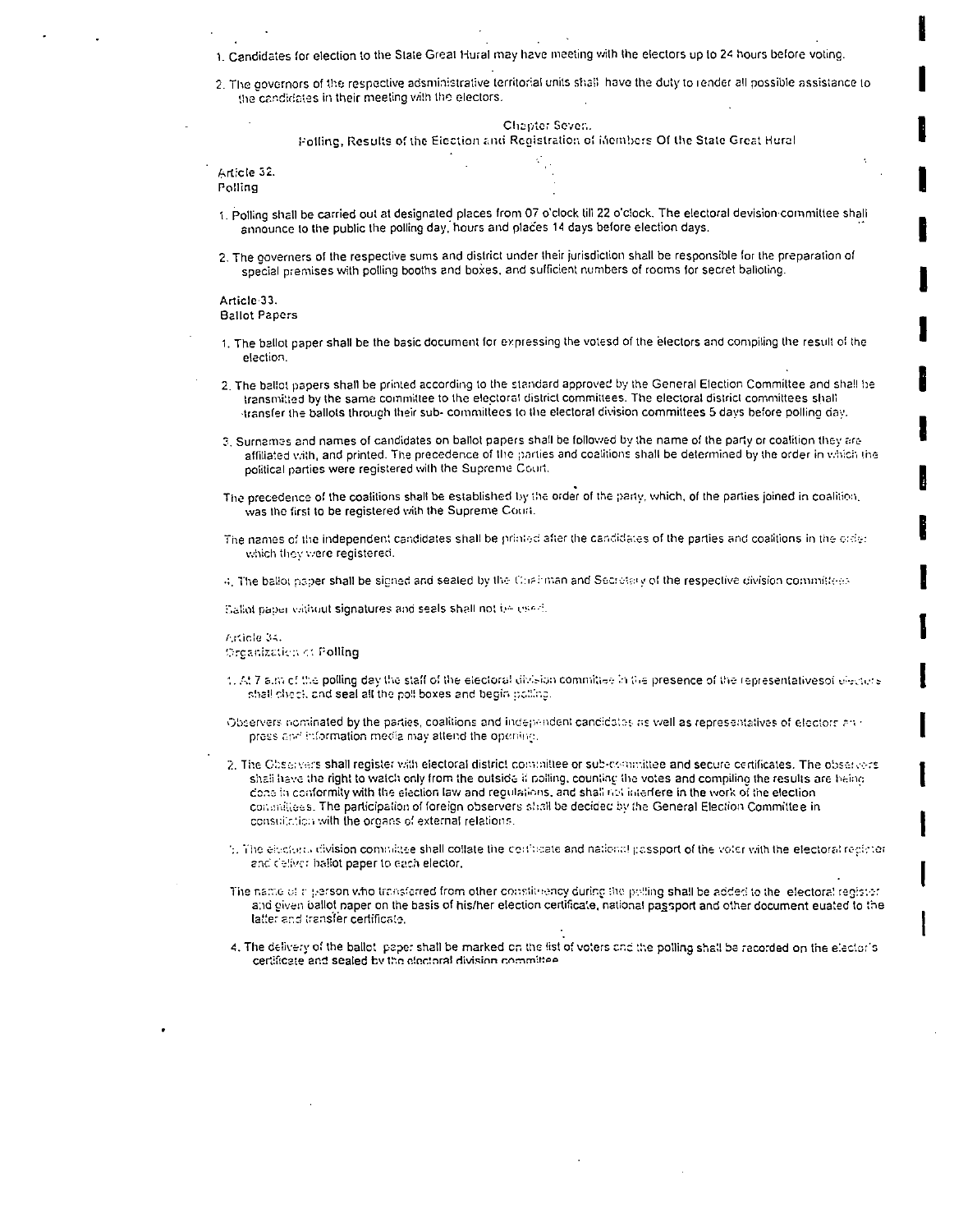1. Candidates for election to the State Great Hural may have meeting with the electors up to 24 hours before voting.

2. The governors of the respective adsministrative territorial units shall have the duty to render all possible assistance to the candidates in their meeting with the electors.

## Chapter Seven.
## Polling, Results of the Election and Registration of Members Of the State Great Hural

### Article 32.
### Polling

1. Polling shall be carried out at designated places from 07 o'clock till 22 o'clock. The electoral devision committee shall announce to the public the polling day, hours and places 14 days before election days.

2. The governers of the respective sums and district under their jurisdiction shall be responsible for the preparation of special premises with polling booths and boxes, and sufficient numbers of rooms for secret balloting.

### Article 33.
### Ballot Papers

1. The ballot paper shall be the basic document for expressing the votesd of the electors and compiling the result of the election.

2. The ballot papers shall be printed according to the standard approved by the General Election Committee and shall be transmitted by the same committee to the electoral district committees. The electoral district committees shall transfer the ballots through their sub- committees to the electoral division committees 5 days before polling day.

3. Surnames and names of candidates on ballot papers shall be followed by the name of the party or coalition they are affiliated with, and printed. The precedence of the parties and coalitions shall be determined by the order in which the political parties were registered with the Supreme Court.

The precedence of the coalitions shall be established by the order of the party, which, of the parties joined in coalition, was the first to be registered with the Supreme Court.

The names of the independent candidates shall be printed after the candidates of the parties and coalitions in the order which they were registered.

4. The ballot paper shall be signed and sealed by the Chairman and Secretary of the respective division committees

Ballot paper without signatures and seals shall not be used.

### Article 34.
### Organization of Polling

1. At 7 a.m of the polling day the staff of the electoral division committee in the presence of the representativesof electors shall check and seal all the poll boxes and begin polling.

Observers nominated by the parties, coalitions and independent candidates as well as representatives of electors and press and information media may attend the opening.

2. The Observers shall register with electoral district committee or sub-committee and secure certificates. The observers shall have the right to watch only from the outside if polling, counting the votes and compiling the results are being done in conformity with the election law and regulations, and shall not interfere in the work of the election committees. The participation of foreign observers shall be decided by the General Election Committee in consultation with the organs of external relations.

3. The electoral division committee shall collate the certificate and national passport of the voter with the electoral register and deliver ballot paper to each elector.

The name of a person who transferred from other constituency during the polling shall be added to the electoral register and given ballot paper on the basis of his/her election certificate, national passport and other document euated to the latter and transfer certificate.

4. The delivery of the ballot paper shall be marked on the list of voters and the polling shall be recorded on the elector's certificate and sealed by the electoral division committee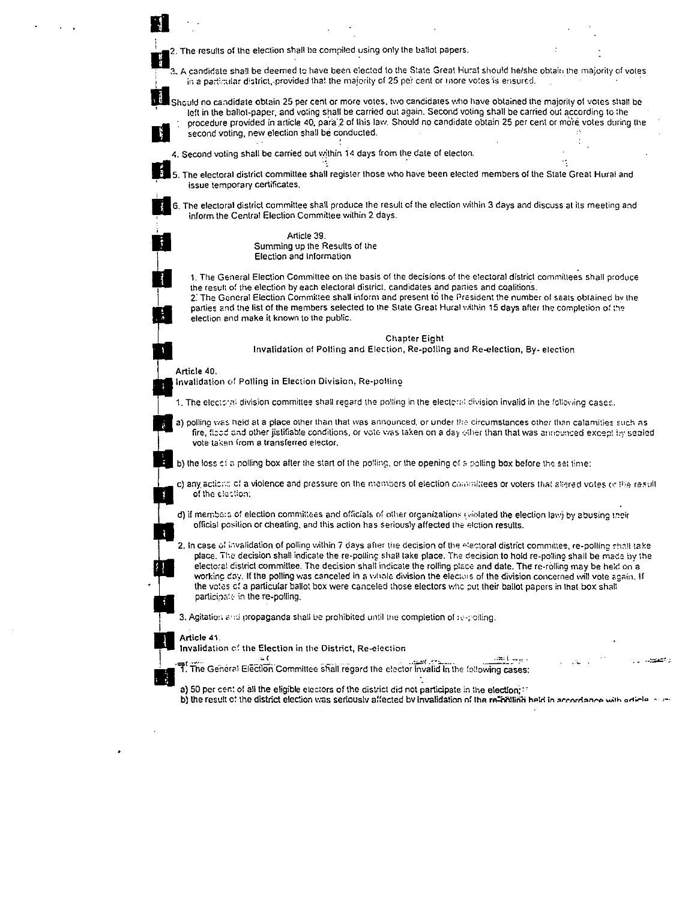2. The results of the election shall be compiled using only the ballot papers.

3. A candidate shall be deemed to have been elected to the State Great Hural should he/she obtain the majority of votes in a particular district, provided that the majority of 25 per cent or more votes is ensured.

Should no candidate obtain 25 per cent or more votes, two candidates who have obtained the majority of votes shall be left in the ballot-paper, and voting shall be carried out again. Second voting shall be carried out according to the procedure provided in article 40, para 2 of this law. Should no candidate obtain 25 per cent or more votes during the second voting, new election shall be conducted.

4. Second voting shall be carried out within 14 days from the date of electon.

5. The electoral district committee shall register those who have been elected members of the State Great Hural and issue temporary certificates.

6. The electoral district committee shall produce the result of the election within 3 days and discuss at its meeting and inform the Central Election Committee within 2 days.

### Article 39.
### Summing up the Results of the Election and Information

1. The General Election Committee on the basis of the decisions of the electoral district committees shall produce the result of the election by each electoral district, candidates and parties and coalitions.
2. The General Election Committee shall inform and present to the President the number of seats obtained by the parties and the list of the members selected to the State Great Hural within 15 days after the completion of the election and make it known to the public.

## Chapter Eight
## Invalidation of Polling and Election, Re-polling and Re-election, By- election

### Article 40.
### Invalidation of Polling in Election Division, Re-polling

1. The electoral division committee shall regard the polling in the electoral division invalid in the following cases.

a) polling was held at a place other than that was announced, or under the circumstances other than calamities such as fire, flood and other jistifiable conditions, or vote was taken on a day other than that was announced except by sealed vote taken from a transferred elector.

b) the loss of a polling box after the start of the polling, or the opening of a polling box before the set time:

c) any actions of a violence and pressure on the members of election committees or voters that altered votes or the result of the election;

d) if members of election committees and officials of other organizations (violated the election law) by abusing their official position or cheating, and this action has seriously affected the elction results.

2. In case of invalidation of polling within 7 days after the decision of the electoral district committee, re-polling shall take place. The decision shall indicate the re-polling shall take place. The decision to hold re-polling shall be made by the electoral district committee. The decision shall indicate the rolling place and date. The re-rolling may be held on a working day. If the polling was canceled in a whole division the electors of the division concerned will vote again. If the votes of a particular ballot box were canceled those electors who put their ballot papers in that box shall participate in the re-polling.

3. Agitation and propaganda shall be prohibited until the completion of re-polling.

### Article 41.
### Invalidation of the Election in the District, Re-election

1. The General Election Committee shall regard the elector invalid in the following cases:

a) 50 per cent of all the eligible electors of the district did not participate in the election;
b) the result of the district election was seriously affected by invalidation of the re-polling held in accordance with article ...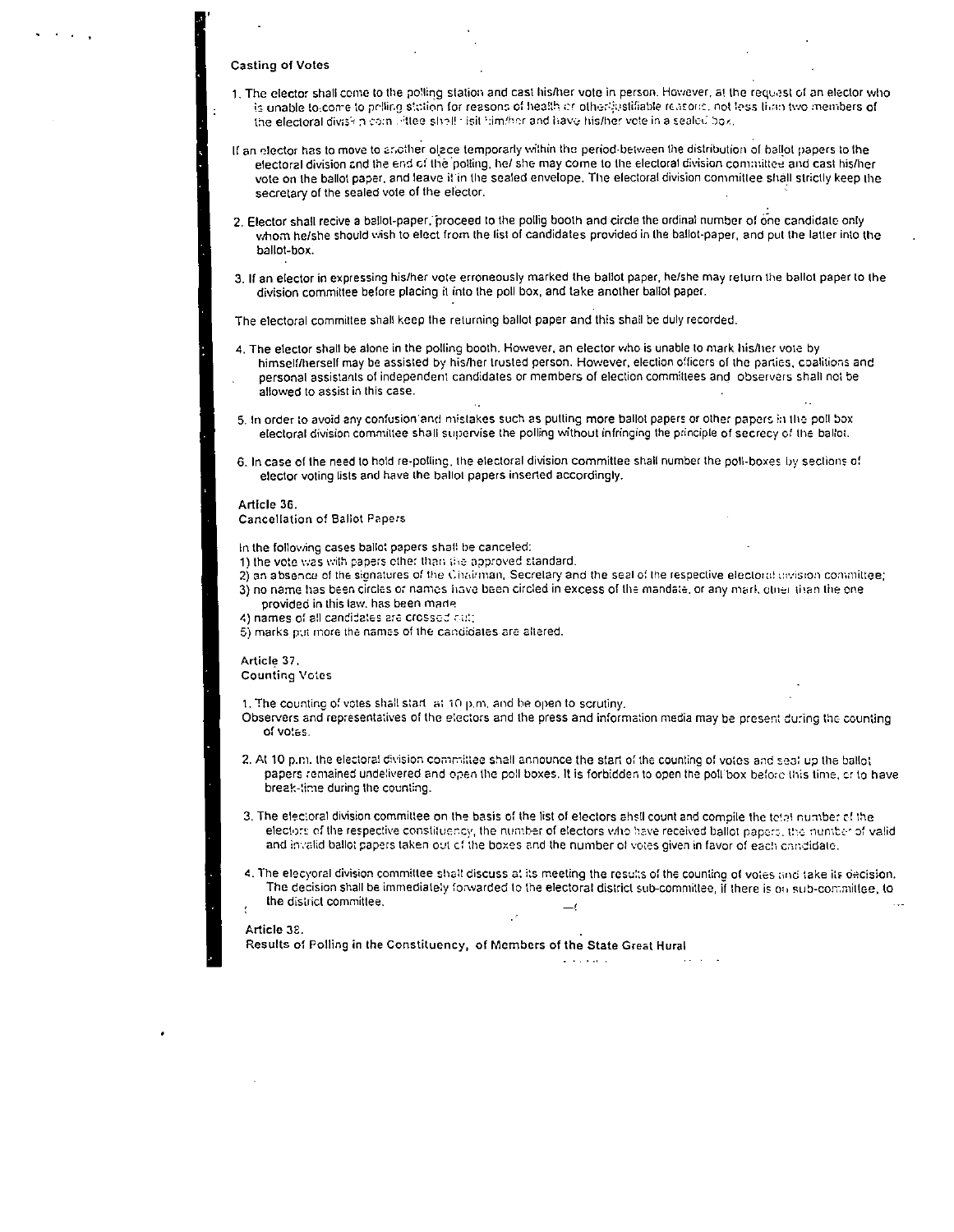**Casting of Votes**

1. The elector shall come to the polling station and cast his/her vote in person. However, at the request of an elector who is unable to come to polling station for reasons of health or other justifiable reasons, not less than two members of the electoral division committee shall visit him/her and have his/her vote in a sealed box.

If an elector has to move to another place temporarly within the period between the distribution of ballot papers to the electoral division and the end of the polling, he/ she may come to the electoral division committee and cast his/her vote on the ballot paper, and leave it in the sealed envelope. The electoral division committee shall strictly keep the secretary of the sealed vote of the elector.

2. Elector shall recive a ballot-paper, proceed to the pollig booth and circle the ordinal number of one candidate only whom he/she should wish to elect from the list of candidates provided in the ballot-paper, and put the latter into the ballot-box.

3. If an elector in expressing his/her vote erroneously marked the ballot paper, he/she may return the ballot paper to the division committee before placing it into the poll box, and take another ballot paper.

The electoral committee shall keep the returning ballot paper and this shall be duly recorded.

4. The elector shall be alone in the polling booth. However, an elector who is unable to mark his/her vote by himself/herself may be assisted by his/her trusted person. However, election officers of the parties, coalitions and personal assistants of independent candidates or members of election committees and observers shall not be allowed to assist in this case.

5. In order to avoid any confusion and mistakes such as putting more ballot papers or other papers in the poll box electoral division committee shall supervise the polling without infringing the principle of secrecy of the ballot.

6. In case of the need to hold re-polling, the electoral division committee shall number the poll-boxes by sections of elector voting lists and have the ballot papers inserted accordingly.

**Article 36.**
**Cancellation of Ballot Papers**

In the following cases ballot papers shall be canceled:
1) the vote was with papers other than the approved standard.
2) an absence of the signatures of the Chairman, Secretary and the seal of the respective electoral division committee;
3) no name has been circles or names have been circled in excess of the mandate, or any mark other than the one provided in this law, has been made
4) names of all candidates are crossed out;
5) marks put more the names of the candidates are altered.

**Article 37.**
**Counting Votes**

1. The counting of votes shall start at 10 p.m. and be open to scrutiny.
Observers and representatives of the electors and the press and information media may be present during the counting of votes.

2. At 10 p.m. the electoral division committee shall announce the start of the counting of votes and seal up the ballot papers remained undelivered and open the poll boxes. It is forbidden to open the poll box before this time, or to have break-time during the counting.

3. The electoral division committee on the basis of the list of electors shall count and compile the total number of the electors of the respective constituency, the number of electors who have received ballot papers, the number of valid and invalid ballot papers taken out of the boxes and the number of votes given in favor of each candidate.

4. The elecyoral division committee shall discuss at its meeting the results of the counting of votes and take its decision. The decision shall be immediately forwarded to the electoral district sub-committee, if there is on sub-committee, to the district committee.

**Article 38.**
**Results of Polling in the Constituency, of Members of the State Great Hural**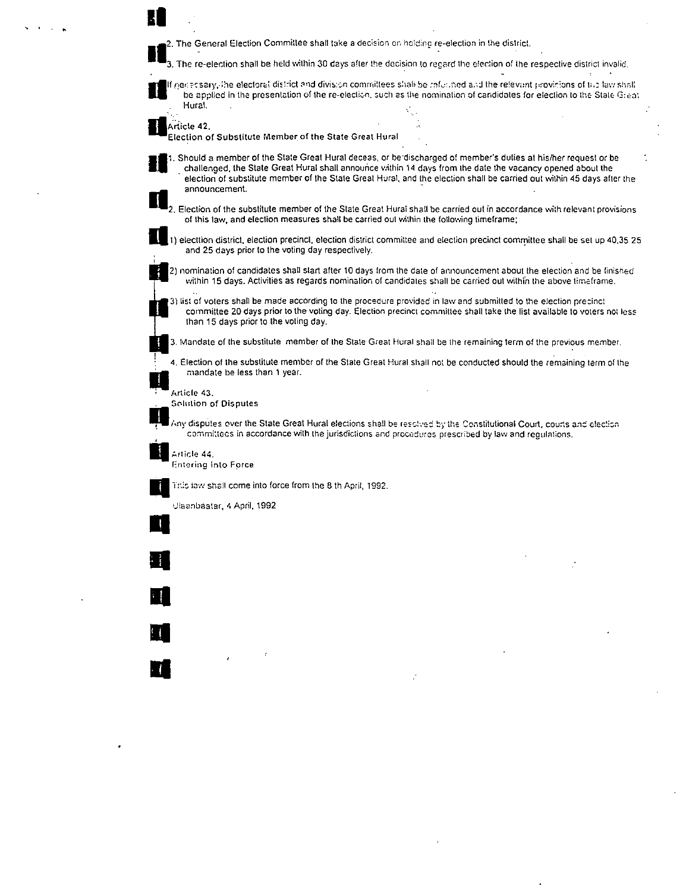2. The General Election Committee shall take a decision on holding re-election in the district.

3. The re-election shall be held within 30 days after the decision to regard the election of the respective district invalid.

If necessary, the electoral district and division committees shall be reformed and the relevant provisions of the law shall be applied in the presentation of the re-election, such as the nomination of candidates for election to the State Great Hural.

**Article 42.**
**Election of Substitute Member of the State Great Hural**

1. Should a member of the State Great Hural deceas, or be discharged of member's duties at his/her request or be challenged, the State Great Hural shall announce within 14 days from the date the vacancy opened about the election of substitute member of the State Great Hural, and the election shall be carried out within 45 days after the announcement.

2. Election of the substitute member of the State Great Hural shall be carried out in accordance with relevant provisions of this law, and election measures shall be carried out within the following timeframe;

1) electtion district, election precinct, election district committee and election precinct committee shall be set up 40,35 25 and 25 days prior to the voting day respectively.

2) nomination of candidates shall start after 10 days from the date of announcement about the election and be finished within 15 days. Activities as regards nomination of candidates shall be carried out within the above timeframe.

3) list of voters shall be made according to the procedure provided in law and submitted to the election precinct committee 20 days prior to the voting day. Election precinct committee shall take the list available to voters not less than 15 days prior to the voting day.

3. Mandate of the substitute member of the State Great Hural shall be the remaining term of the previous member.

4. Election of the substitute member of the State Great Hural shall not be conducted should the remaining term of the mandate be less than 1 year.

**Article 43.**
**Solution of Disputes**

Any disputes over the State Great Hural elections shall be resolved by the Constitutional Court, courts and election committees in accordance with the jurisdictions and procedures prescribed by law and regulations.

**Article 44.**
**Entering into Force**

This law shall come into force from the 8 th April, 1992.

Ulaanbaatar, 4 April, 1992